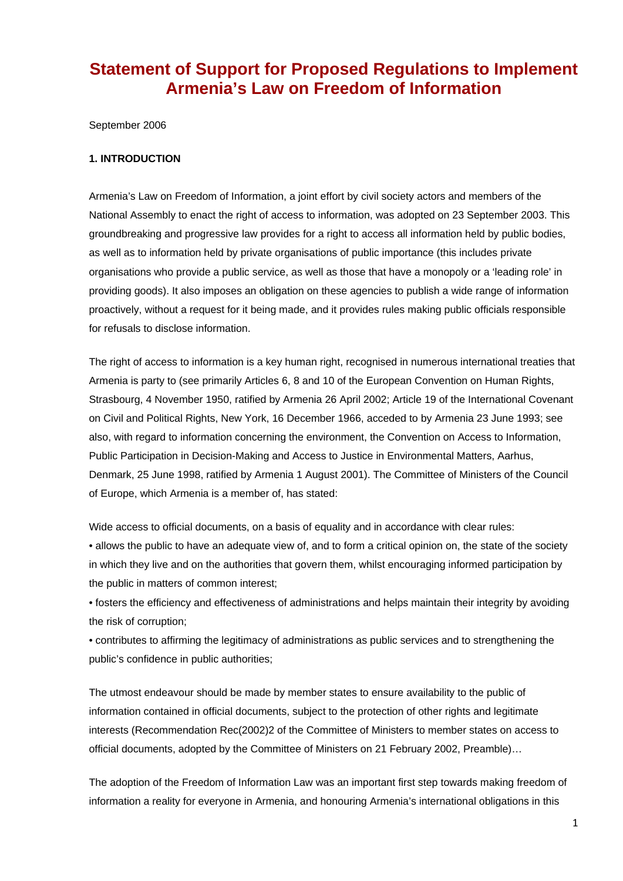# Statement of Support for Proposed Regulations to Implement Armenia's Law on Freedom of Information

September 2006

## 1. INTRODUCTION

Armenia's Law on Freedom of Information, a joint effort by civil society actors and members of the National Assembly to enact the right of access to information, was adopted on 23 September 2003. This groundbreaking and progressive law provides for a right to access all information held by public bodies, as well as to information held by private organisations of public importance (this includes private organisations who provide a public service, as well as those that have a monopoly or a 'leading role' in providing goods). It also imposes an obligation on these agencies to publish a wide range of information proactively, without a request for it being made, and it provides rules making public officials responsible for refusals to disclose information.

The right of access to information is a key human right, recognised in numerous international treaties that Armenia is party to (see primarily Articles 6, 8 and 10 of the European Convention on Human Rights, Strasbourg, 4 November 1950, ratified by Armenia 26 April 2002; Article 19 of the International Covenant on Civil and Political Rights, New York, 16 December 1966, acceded to by Armenia 23 June 1993; see also, with regard to information concerning the environment, the Convention on Access to Information, Public Participation in Decision-Making and Access to Justice in Environmental Matters, Aarhus, Denmark, 25 June 1998, ratified by Armenia 1 August 2001). The Committee of Ministers of the Council of Europe, which Armenia is a member of, has stated:

Wide access to official documents, on a basis of equality and in accordance with clear rules:

- allows the public to have an adequate view of, and to form a critical opinion on, the state of the society in which they live and on the authorities that govern them, whilst encouraging informed participation by the public in matters of common interest;
- fosters the efficiency and effectiveness of administrations and helps maintain their integrity by avoiding the risk of corruption;
- contributes to affirming the legitimacy of administrations as public services and to strengthening the public's confidence in public authorities;

The utmost endeavour should be made by member states to ensure availability to the public of information contained in official documents, subject to the protection of other rights and legitimate interests (Recommendation Rec(2002)2 of the Committee of Ministers to member states on access to official documents, adopted by the Committee of Ministers on 21 February 2002, Preamble)…

The adoption of the Freedom of Information Law was an important first step towards making freedom of information a reality for everyone in Armenia, and honouring Armenia's international obligations in this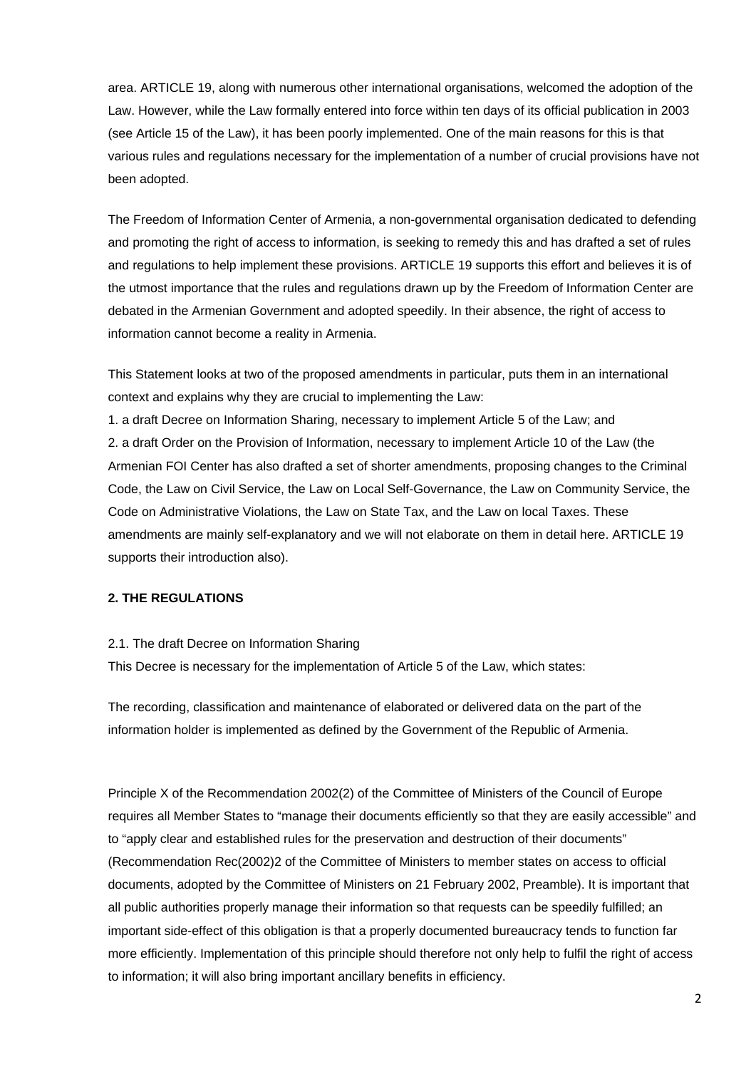area. ARTICLE 19, along with numerous other international organisations, welcomed the adoption of the Law. However, while the Law formally entered into force within ten days of its official publication in 2003 (see Article 15 of the Law), it has been poorly implemented. One of the main reasons for this is that various rules and regulations necessary for the implementation of a number of crucial provisions have not been adopted.

The Freedom of Information Center of Armenia, a non-governmental organisation dedicated to defending and promoting the right of access to information, is seeking to remedy this and has drafted a set of rules and regulations to help implement these provisions. ARTICLE 19 supports this effort and believes it is of the utmost importance that the rules and regulations drawn up by the Freedom of Information Center are debated in the Armenian Government and adopted speedily. In their absence, the right of access to information cannot become a reality in Armenia.

This Statement looks at two of the proposed amendments in particular, puts them in an international context and explains why they are crucial to implementing the Law:

1. a draft Decree on Information Sharing, necessary to implement Article 5 of the Law; and
2. a draft Order on the Provision of Information, necessary to implement Article 10 of the Law (the Armenian FOI Center has also drafted a set of shorter amendments, proposing changes to the Criminal Code, the Law on Civil Service, the Law on Local Self-Governance, the Law on Community Service, the Code on Administrative Violations, the Law on State Tax, and the Law on local Taxes. These amendments are mainly self-explanatory and we will not elaborate on them in detail here. ARTICLE 19 supports their introduction also).

## 2. THE REGULATIONS

### 2.1. The draft Decree on Information Sharing

This Decree is necessary for the implementation of Article 5 of the Law, which states:

The recording, classification and maintenance of elaborated or delivered data on the part of the information holder is implemented as defined by the Government of the Republic of Armenia.

Principle X of the Recommendation 2002(2) of the Committee of Ministers of the Council of Europe requires all Member States to "manage their documents efficiently so that they are easily accessible" and to "apply clear and established rules for the preservation and destruction of their documents" (Recommendation Rec(2002)2 of the Committee of Ministers to member states on access to official documents, adopted by the Committee of Ministers on 21 February 2002, Preamble). It is important that all public authorities properly manage their information so that requests can be speedily fulfilled; an important side-effect of this obligation is that a properly documented bureaucracy tends to function far more efficiently. Implementation of this principle should therefore not only help to fulfil the right of access to information; it will also bring important ancillary benefits in efficiency.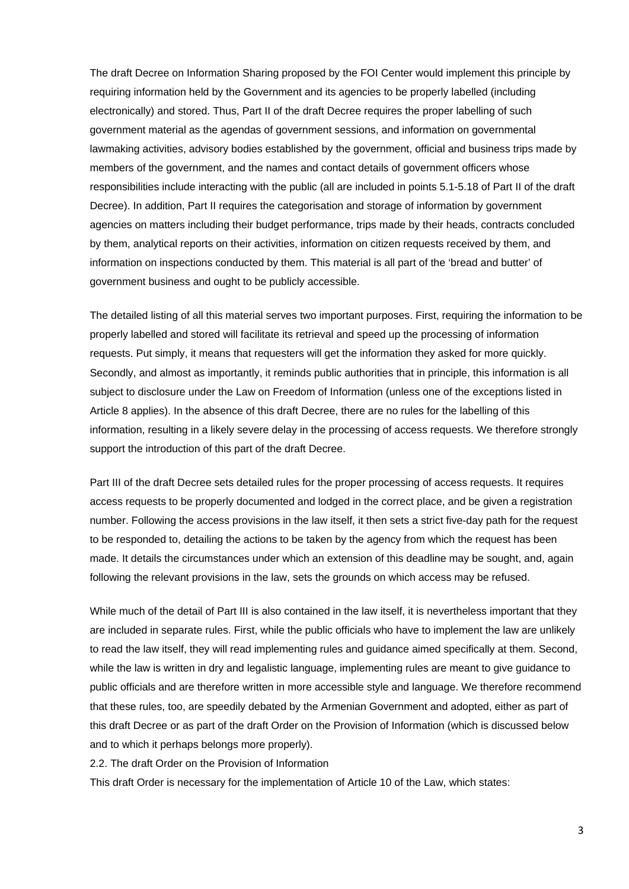The draft Decree on Information Sharing proposed by the FOI Center would implement this principle by requiring information held by the Government and its agencies to be properly labelled (including electronically) and stored. Thus, Part II of the draft Decree requires the proper labelling of such government material as the agendas of government sessions, and information on governmental lawmaking activities, advisory bodies established by the government, official and business trips made by members of the government, and the names and contact details of government officers whose responsibilities include interacting with the public (all are included in points 5.1-5.18 of Part II of the draft Decree). In addition, Part II requires the categorisation and storage of information by government agencies on matters including their budget performance, trips made by their heads, contracts concluded by them, analytical reports on their activities, information on citizen requests received by them, and information on inspections conducted by them. This material is all part of the 'bread and butter' of government business and ought to be publicly accessible.

The detailed listing of all this material serves two important purposes. First, requiring the information to be properly labelled and stored will facilitate its retrieval and speed up the processing of information requests. Put simply, it means that requesters will get the information they asked for more quickly. Secondly, and almost as importantly, it reminds public authorities that in principle, this information is all subject to disclosure under the Law on Freedom of Information (unless one of the exceptions listed in Article 8 applies). In the absence of this draft Decree, there are no rules for the labelling of this information, resulting in a likely severe delay in the processing of access requests. We therefore strongly support the introduction of this part of the draft Decree.

Part III of the draft Decree sets detailed rules for the proper processing of access requests. It requires access requests to be properly documented and lodged in the correct place, and be given a registration number. Following the access provisions in the law itself, it then sets a strict five-day path for the request to be responded to, detailing the actions to be taken by the agency from which the request has been made. It details the circumstances under which an extension of this deadline may be sought, and, again following the relevant provisions in the law, sets the grounds on which access may be refused.

While much of the detail of Part III is also contained in the law itself, it is nevertheless important that they are included in separate rules. First, while the public officials who have to implement the law are unlikely to read the law itself, they will read implementing rules and guidance aimed specifically at them. Second, while the law is written in dry and legalistic language, implementing rules are meant to give guidance to public officials and are therefore written in more accessible style and language. We therefore recommend that these rules, too, are speedily debated by the Armenian Government and adopted, either as part of this draft Decree or as part of the draft Order on the Provision of Information (which is discussed below and to which it perhaps belongs more properly).

### 2.2. The draft Order on the Provision of Information

This draft Order is necessary for the implementation of Article 10 of the Law, which states: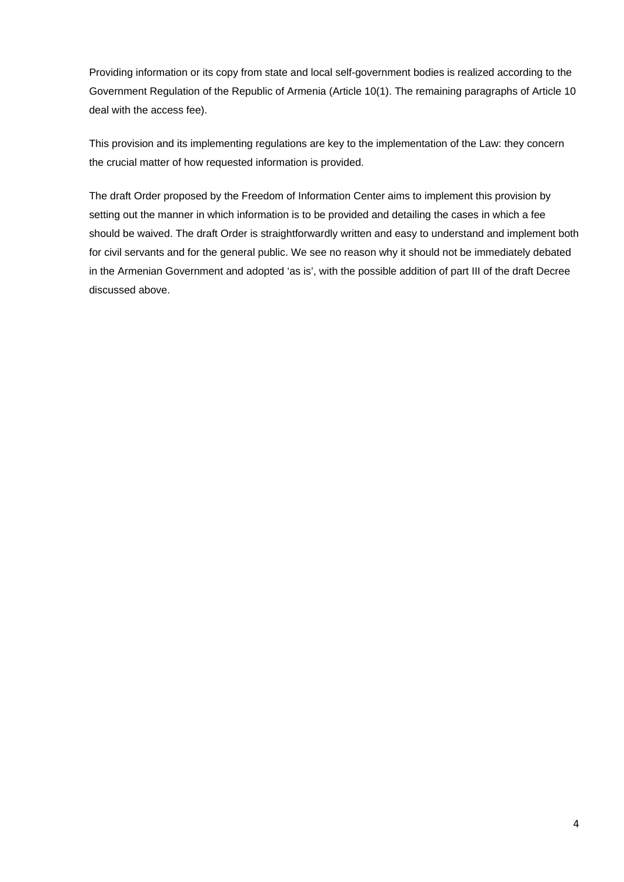Providing information or its copy from state and local self-government bodies is realized according to the Government Regulation of the Republic of Armenia (Article 10(1). The remaining paragraphs of Article 10 deal with the access fee).

This provision and its implementing regulations are key to the implementation of the Law: they concern the crucial matter of how requested information is provided.

The draft Order proposed by the Freedom of Information Center aims to implement this provision by setting out the manner in which information is to be provided and detailing the cases in which a fee should be waived. The draft Order is straightforwardly written and easy to understand and implement both for civil servants and for the general public. We see no reason why it should not be immediately debated in the Armenian Government and adopted 'as is', with the possible addition of part III of the draft Decree discussed above.